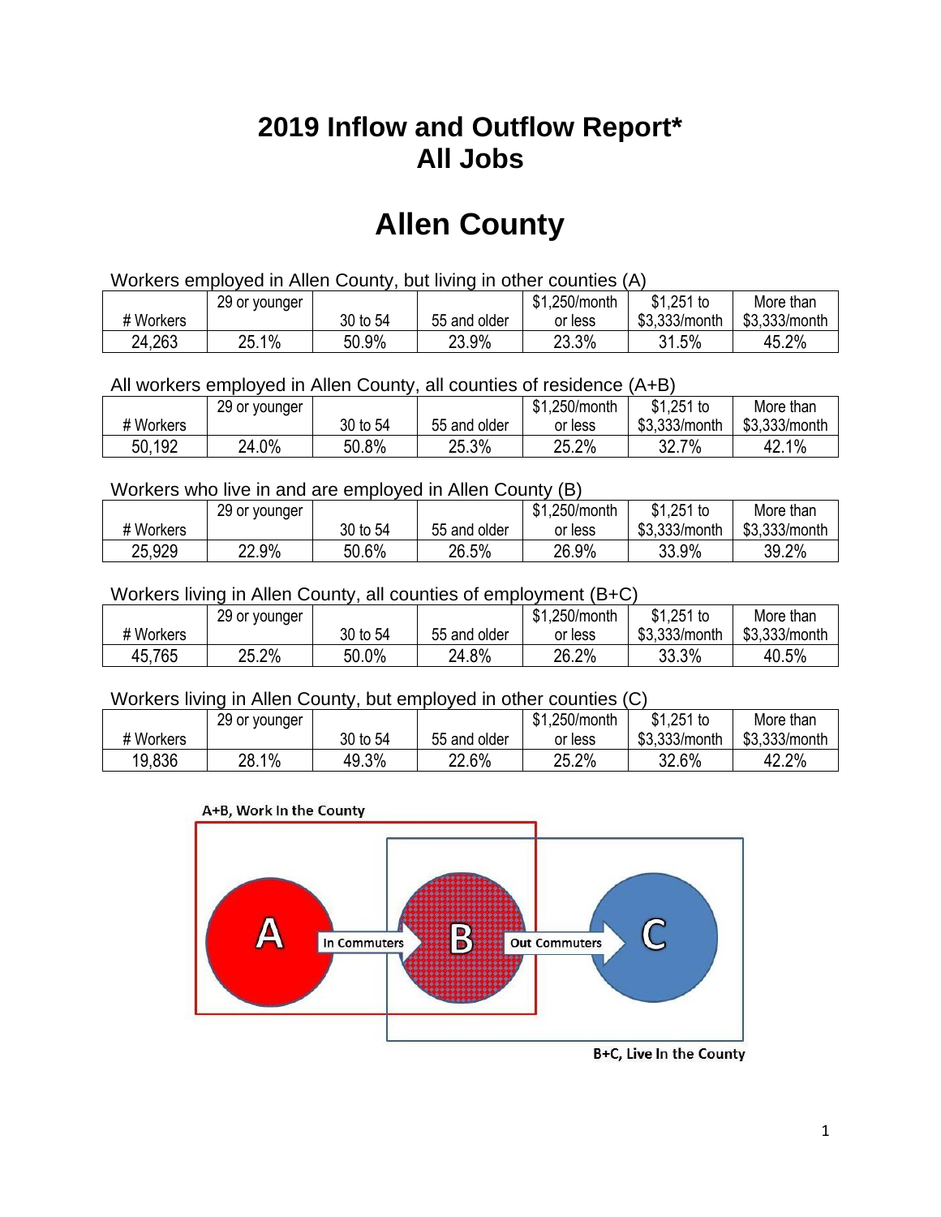# 2019 Inflow and Outflow Report* All Jobs

# Allen County

Workers employed in Allen County, but living in other counties (A)

| # Workers | 29 or younger | 30 to 54 | 55 and older | $1,250/month or less | $1,251 to $3,333/month | More than $3,333/month |
|---|---|---|---|---|---|---|
| 24,263 | 25.1% | 50.9% | 23.9% | 23.3% | 31.5% | 45.2% |

All workers employed in Allen County, all counties of residence (A+B)

| # Workers | 29 or younger | 30 to 54 | 55 and older | $1,250/month or less | $1,251 to $3,333/month | More than $3,333/month |
|---|---|---|---|---|---|---|
| 50,192 | 24.0% | 50.8% | 25.3% | 25.2% | 32.7% | 42.1% |

Workers who live in and are employed in Allen County (B)

| # Workers | 29 or younger | 30 to 54 | 55 and older | $1,250/month or less | $1,251 to $3,333/month | More than $3,333/month |
|---|---|---|---|---|---|---|
| 25,929 | 22.9% | 50.6% | 26.5% | 26.9% | 33.9% | 39.2% |

Workers living in Allen County, all counties of employment (B+C)

| # Workers | 29 or younger | 30 to 54 | 55 and older | $1,250/month or less | $1,251 to $3,333/month | More than $3,333/month |
|---|---|---|---|---|---|---|
| 45,765 | 25.2% | 50.0% | 24.8% | 26.2% | 33.3% | 40.5% |

Workers living in Allen County, but employed in other counties (C)

| # Workers | 29 or younger | 30 to 54 | 55 and older | $1,250/month or less | $1,251 to $3,333/month | More than $3,333/month |
|---|---|---|---|---|---|---|
| 19,836 | 28.1% | 49.3% | 22.6% | 25.2% | 32.6% | 42.2% |

A+B, Work In the County

A — In Commuters → B — Out Commuters → C

B+C, Live In the County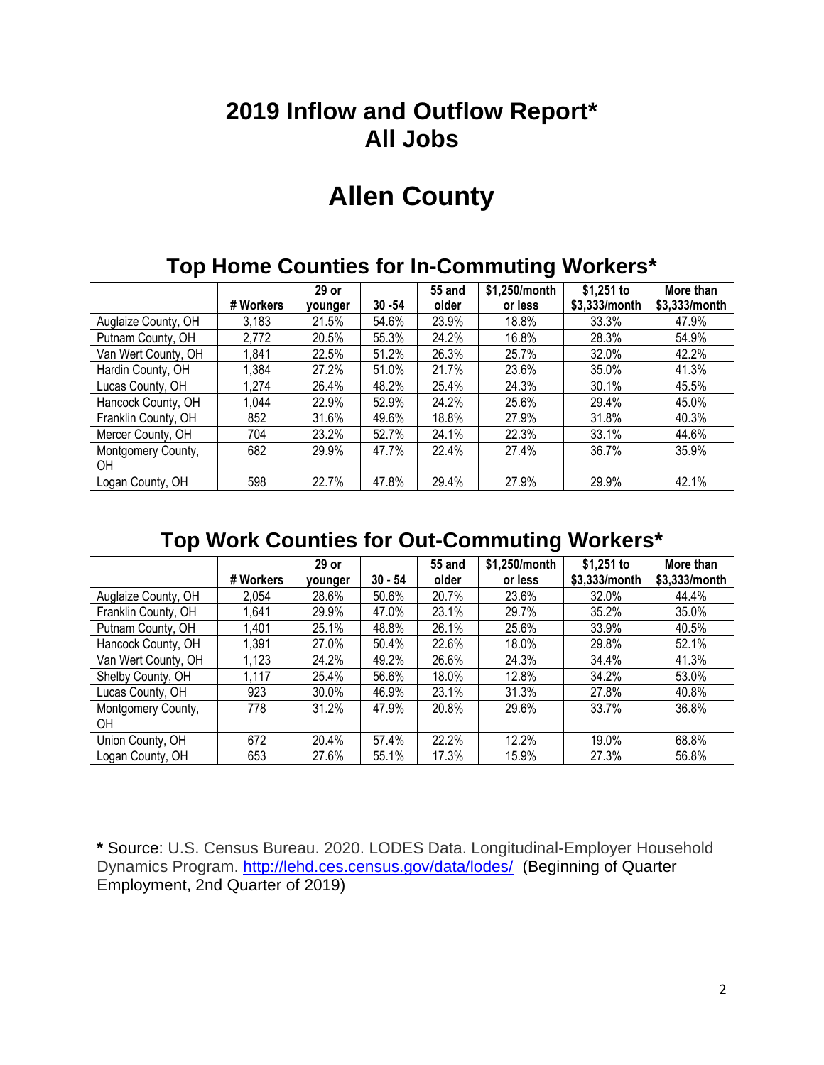# 2019 Inflow and Outflow Report*
# All Jobs

# Allen County

## Top Home Counties for In-Commuting Workers*

| | # Workers | 29 or younger | 30 -54 | 55 and older | $1,250/month or less | $1,251 to $3,333/month | More than $3,333/month |
|---|---|---|---|---|---|---|---|
| Auglaize County, OH | 3,183 | 21.5% | 54.6% | 23.9% | 18.8% | 33.3% | 47.9% |
| Putnam County, OH | 2,772 | 20.5% | 55.3% | 24.2% | 16.8% | 28.3% | 54.9% |
| Van Wert County, OH | 1,841 | 22.5% | 51.2% | 26.3% | 25.7% | 32.0% | 42.2% |
| Hardin County, OH | 1,384 | 27.2% | 51.0% | 21.7% | 23.6% | 35.0% | 41.3% |
| Lucas County, OH | 1,274 | 26.4% | 48.2% | 25.4% | 24.3% | 30.1% | 45.5% |
| Hancock County, OH | 1,044 | 22.9% | 52.9% | 24.2% | 25.6% | 29.4% | 45.0% |
| Franklin County, OH | 852 | 31.6% | 49.6% | 18.8% | 27.9% | 31.8% | 40.3% |
| Mercer County, OH | 704 | 23.2% | 52.7% | 24.1% | 22.3% | 33.1% | 44.6% |
| Montgomery County, OH | 682 | 29.9% | 47.7% | 22.4% | 27.4% | 36.7% | 35.9% |
| Logan County, OH | 598 | 22.7% | 47.8% | 29.4% | 27.9% | 29.9% | 42.1% |

## Top Work Counties for Out-Commuting Workers*

| | # Workers | 29 or younger | 30 - 54 | 55 and older | $1,250/month or less | $1,251 to $3,333/month | More than $3,333/month |
|---|---|---|---|---|---|---|---|
| Auglaize County, OH | 2,054 | 28.6% | 50.6% | 20.7% | 23.6% | 32.0% | 44.4% |
| Franklin County, OH | 1,641 | 29.9% | 47.0% | 23.1% | 29.7% | 35.2% | 35.0% |
| Putnam County, OH | 1,401 | 25.1% | 48.8% | 26.1% | 25.6% | 33.9% | 40.5% |
| Hancock County, OH | 1,391 | 27.0% | 50.4% | 22.6% | 18.0% | 29.8% | 52.1% |
| Van Wert County, OH | 1,123 | 24.2% | 49.2% | 26.6% | 24.3% | 34.4% | 41.3% |
| Shelby County, OH | 1,117 | 25.4% | 56.6% | 18.0% | 12.8% | 34.2% | 53.0% |
| Lucas County, OH | 923 | 30.0% | 46.9% | 23.1% | 31.3% | 27.8% | 40.8% |
| Montgomery County, OH | 778 | 31.2% | 47.9% | 20.8% | 29.6% | 33.7% | 36.8% |
| Union County, OH | 672 | 20.4% | 57.4% | 22.2% | 12.2% | 19.0% | 68.8% |
| Logan County, OH | 653 | 27.6% | 55.1% | 17.3% | 15.9% | 27.3% | 56.8% |

**\*** Source: U.S. Census Bureau. 2020. LODES Data. Longitudinal-Employer Household Dynamics Program. http://lehd.ces.census.gov/data/lodes/ (Beginning of Quarter Employment, 2nd Quarter of 2019)